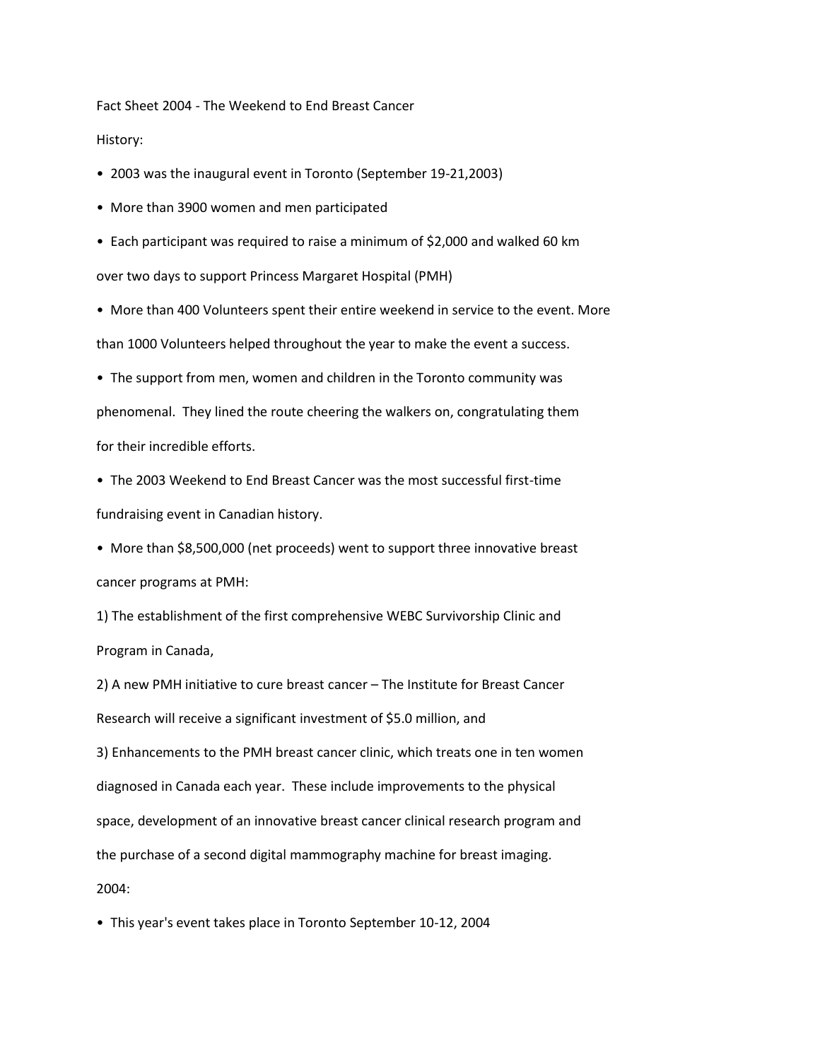# Fact Sheet 2004 - The Weekend to End Breast Cancer

## History:

- 2003 was the inaugural event in Toronto (September 19-21,2003)
- More than 3900 women and men participated
- Each participant was required to raise a minimum of $2,000 and walked 60 km over two days to support Princess Margaret Hospital (PMH)
- More than 400 Volunteers spent their entire weekend in service to the event. More than 1000 Volunteers helped throughout the year to make the event a success.
- The support from men, women and children in the Toronto community was phenomenal. They lined the route cheering the walkers on, congratulating them for their incredible efforts.
- The 2003 Weekend to End Breast Cancer was the most successful first-time fundraising event in Canadian history.
- More than $8,500,000 (net proceeds) went to support three innovative breast cancer programs at PMH:

1) The establishment of the first comprehensive WEBC Survivorship Clinic and Program in Canada,

2) A new PMH initiative to cure breast cancer – The Institute for Breast Cancer Research will receive a significant investment of $5.0 million, and

3) Enhancements to the PMH breast cancer clinic, which treats one in ten women diagnosed in Canada each year. These include improvements to the physical space, development of an innovative breast cancer clinical research program and the purchase of a second digital mammography machine for breast imaging.

## 2004:

- This year's event takes place in Toronto September 10-12, 2004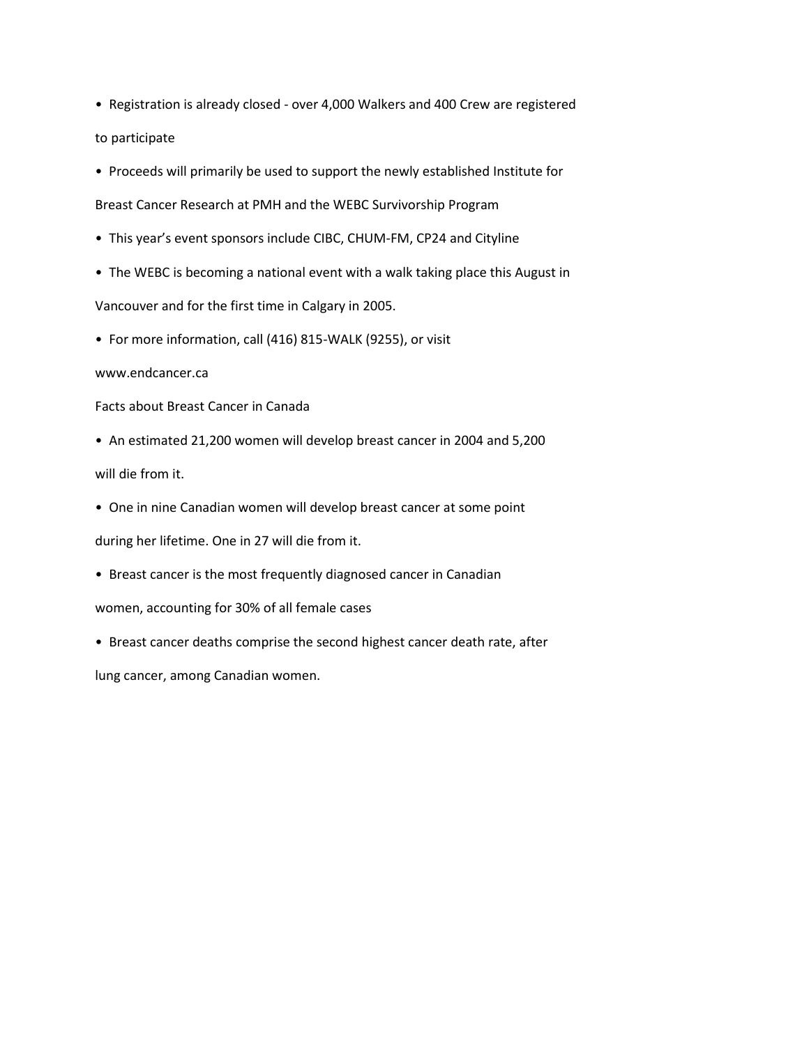- Registration is already closed - over 4,000 Walkers and 400 Crew are registered to participate
- Proceeds will primarily be used to support the newly established Institute for Breast Cancer Research at PMH and the WEBC Survivorship Program
- This year's event sponsors include CIBC, CHUM-FM, CP24 and Cityline
- The WEBC is becoming a national event with a walk taking place this August in Vancouver and for the first time in Calgary in 2005.
- For more information, call (416) 815-WALK (9255), or visit www.endcancer.ca

Facts about Breast Cancer in Canada

- An estimated 21,200 women will develop breast cancer in 2004 and 5,200 will die from it.
- One in nine Canadian women will develop breast cancer at some point during her lifetime. One in 27 will die from it.
- Breast cancer is the most frequently diagnosed cancer in Canadian women, accounting for 30% of all female cases
- Breast cancer deaths comprise the second highest cancer death rate, after lung cancer, among Canadian women.